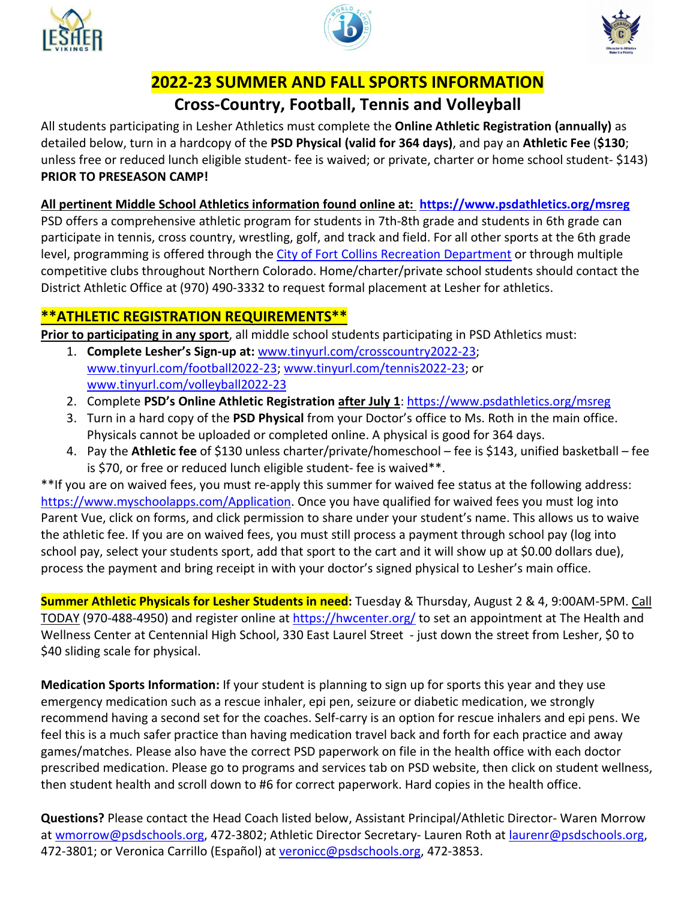# 2022-23 SUMMER AND FALL SPORTS INFORMATION

## Cross-Country, Football, Tennis and Volleyball

All students participating in Lesher Athletics must complete the **Online Athletic Registration (annually)** as detailed below, turn in a hardcopy of the **PSD Physical (valid for 364 days)**, and pay an **Athletic Fee** (**$130**; unless free or reduced lunch eligible student- fee is waived; or private, charter or home school student- $143) **PRIOR TO PRESEASON CAMP!**

**All pertinent Middle School Athletics information found online at: https://www.psdathletics.org/msreg**
PSD offers a comprehensive athletic program for students in 7th-8th grade and students in 6th grade can participate in tennis, cross country, wrestling, golf, and track and field. For all other sports at the 6th grade level, programming is offered through the City of Fort Collins Recreation Department or through multiple competitive clubs throughout Northern Colorado. Home/charter/private school students should contact the District Athletic Office at (970) 490-3332 to request formal placement at Lesher for athletics.

## **ATHLETIC REGISTRATION REQUIREMENTS**

**Prior to participating in any sport**, all middle school students participating in PSD Athletics must:

1. **Complete Lesher's Sign-up at:** www.tinyurl.com/crosscountry2022-23; www.tinyurl.com/football2022-23; www.tinyurl.com/tennis2022-23; or www.tinyurl.com/volleyball2022-23
2. Complete **PSD's Online Athletic Registration after July 1**: https://www.psdathletics.org/msreg
3. Turn in a hard copy of the **PSD Physical** from your Doctor's office to Ms. Roth in the main office. Physicals cannot be uploaded or completed online. A physical is good for 364 days.
4. Pay the **Athletic fee** of $130 unless charter/private/homeschool – fee is $143, unified basketball – fee is $70, or free or reduced lunch eligible student- fee is waived**.

**If you are on waived fees, you must re-apply this summer for waived fee status at the following address: https://www.myschoolapps.com/Application. Once you have qualified for waived fees you must log into Parent Vue, click on forms, and click permission to share under your student's name. This allows us to waive the athletic fee. If you are on waived fees, you must still process a payment through school pay (log into school pay, select your students sport, add that sport to the cart and it will show up at $0.00 dollars due), process the payment and bring receipt in with your doctor's signed physical to Lesher's main office.

**Summer Athletic Physicals for Lesher Students in need:** Tuesday & Thursday, August 2 & 4, 9:00AM-5PM. Call TODAY (970-488-4950) and register online at https://hwcenter.org/ to set an appointment at The Health and Wellness Center at Centennial High School, 330 East Laurel Street - just down the street from Lesher, $0 to $40 sliding scale for physical.

**Medication Sports Information:** If your student is planning to sign up for sports this year and they use emergency medication such as a rescue inhaler, epi pen, seizure or diabetic medication, we strongly recommend having a second set for the coaches. Self-carry is an option for rescue inhalers and epi pens. We feel this is a much safer practice than having medication travel back and forth for each practice and away games/matches. Please also have the correct PSD paperwork on file in the health office with each doctor prescribed medication. Please go to programs and services tab on PSD website, then click on student wellness, then student health and scroll down to #6 for correct paperwork. Hard copies in the health office.

**Questions?** Please contact the Head Coach listed below, Assistant Principal/Athletic Director- Waren Morrow at wmorrow@psdschools.org, 472-3802; Athletic Director Secretary- Lauren Roth at laurenr@psdschools.org, 472-3801; or Veronica Carrillo (Español) at veronicc@psdschools.org, 472-3853.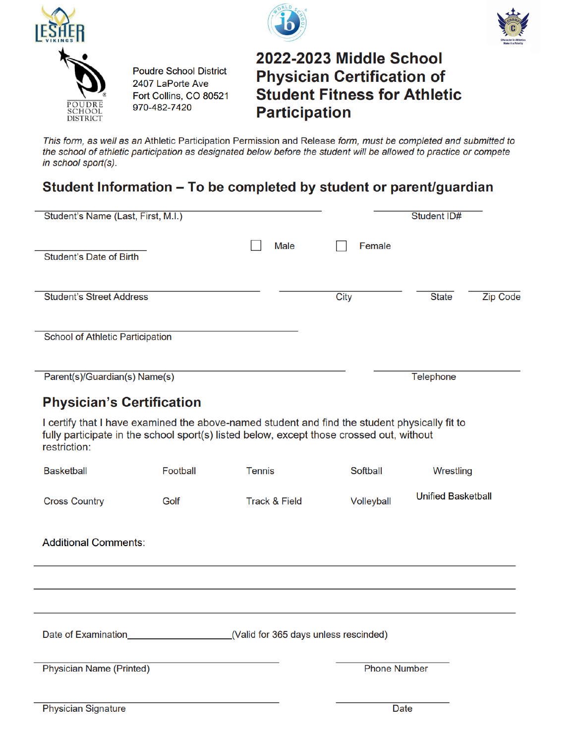Poudre School District
2407 LaPorte Ave
Fort Collins, CO 80521
970-482-7420

# 2022-2023 Middle School Physician Certification of Student Fitness for Athletic Participation

*This form, as well as an* Athletic Participation Permission and Release *form, must be completed and submitted to the school of athletic participation as designated below before the student will be allowed to practice or compete in school sport(s).*

## Student Information – To be completed by student or parent/guardian

______________________________ Student's Name (Last, First, M.I.)

______________ Student ID#

______________ Student's Date of Birth

☐ Male ☐ Female

______________________________ Student's Street Address

______________ City

______ State

______ Zip Code

______________________________ School of Athletic Participation

______________________________ Parent(s)/Guardian(s) Name(s)

______________ Telephone

## Physician's Certification

I certify that I have examined the above-named student and find the student physically fit to fully participate in the school sport(s) listed below, except those crossed out, without restriction:

| | | | | |
|---|---|---|---|---|
| Basketball | Football | Tennis | Softball | Wrestling |
| Cross Country | Golf | Track & Field | Volleyball | Unified Basketball |

Additional Comments:

______________________________________________________________

______________________________________________________________

______________________________________________________________

Date of Examination____________________(Valid for 365 days unless rescinded)

______________________________ Physician Name (Printed)

______________ Phone Number

______________________________ Physician Signature

______________ Date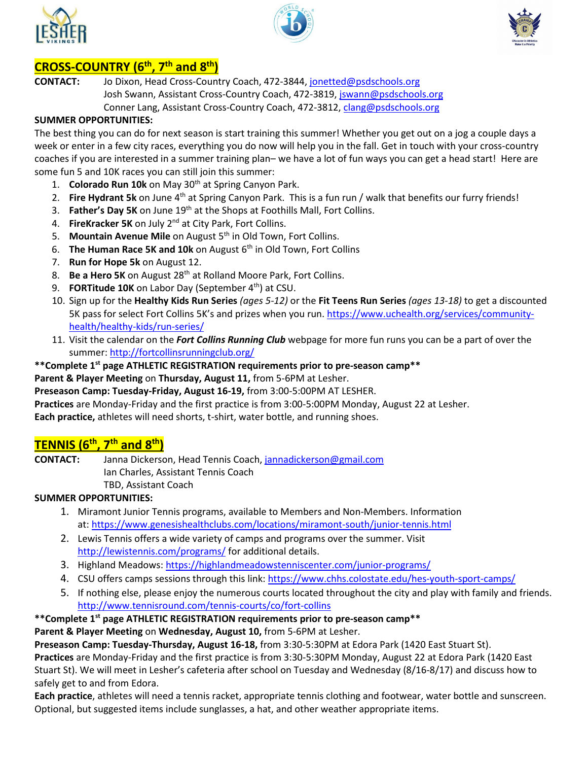## CROSS-COUNTRY (6th, 7th and 8th)

**CONTACT:** Jo Dixon, Head Cross-Country Coach, 472-3844, jonetted@psdschools.org
Josh Swann, Assistant Cross-Country Coach, 472-3819, jswann@psdschools.org
Conner Lang, Assistant Cross-Country Coach, 472-3812, clang@psdschools.org

**SUMMER OPPORTUNITIES:**

The best thing you can do for next season is start training this summer! Whether you get out on a jog a couple days a week or enter in a few city races, everything you do now will help you in the fall. Get in touch with your cross-country coaches if you are interested in a summer training plan– we have a lot of fun ways you can get a head start! Here are some fun 5 and 10K races you can still join this summer:

1. **Colorado Run 10k** on May 30th at Spring Canyon Park.
2. **Fire Hydrant 5k** on June 4th at Spring Canyon Park. This is a fun run / walk that benefits our furry friends!
3. **Father's Day 5K** on June 19th at the Shops at Foothills Mall, Fort Collins.
4. **FireKracker 5K** on July 2nd at City Park, Fort Collins.
5. **Mountain Avenue Mile** on August 5th in Old Town, Fort Collins.
6. **The Human Race 5K and 10k** on August 6th in Old Town, Fort Collins
7. **Run for Hope 5k** on August 12.
8. **Be a Hero 5K** on August 28th at Rolland Moore Park, Fort Collins.
9. **FORTitude 10K** on Labor Day (September 4th) at CSU.
10. Sign up for the **Healthy Kids Run Series** *(ages 5-12)* or the **Fit Teens Run Series** *(ages 13-18)* to get a discounted 5K pass for select Fort Collins 5K's and prizes when you run. https://www.uchealth.org/services/community-health/healthy-kids/run-series/
11. Visit the calendar on the ***Fort Collins Running Club*** webpage for more fun runs you can be a part of over the summer: http://fortcollinsrunningclub.org/

**\*\*Complete 1st page ATHLETIC REGISTRATION requirements prior to pre-season camp\*\***

**Parent & Player Meeting** on **Thursday, August 11,** from 5-6PM at Lesher.

**Preseason Camp: Tuesday-Friday, August 16-19,** from 3:00-5:00PM AT LESHER.

**Practices** are Monday-Friday and the first practice is from 3:00-5:00PM Monday, August 22 at Lesher.

**Each practice,** athletes will need shorts, t-shirt, water bottle, and running shoes.

## TENNIS (6th, 7th and 8th)

**CONTACT:** Janna Dickerson, Head Tennis Coach, jannadickerson@gmail.com
Ian Charles, Assistant Tennis Coach
TBD, Assistant Coach

**SUMMER OPPORTUNITIES:**

1. Miramont Junior Tennis programs, available to Members and Non-Members. Information at: https://www.genesishealthclubs.com/locations/miramont-south/junior-tennis.html
2. Lewis Tennis offers a wide variety of camps and programs over the summer. Visit http://lewistennis.com/programs/ for additional details.
3. Highland Meadows: https://highlandmeadowstenniscenter.com/junior-programs/
4. CSU offers camps sessions through this link: https://www.chhs.colostate.edu/hes-youth-sport-camps/
5. If nothing else, please enjoy the numerous courts located throughout the city and play with family and friends. http://www.tennisround.com/tennis-courts/co/fort-collins

**\*\*Complete 1st page ATHLETIC REGISTRATION requirements prior to pre-season camp\*\***

**Parent & Player Meeting** on **Wednesday, August 10,** from 5-6PM at Lesher.

**Preseason Camp: Tuesday-Thursday, August 16-18,** from 3:30-5:30PM at Edora Park (1420 East Stuart St).

**Practices** are Monday-Friday and the first practice is from 3:30-5:30PM Monday, August 22 at Edora Park (1420 East Stuart St). We will meet in Lesher's cafeteria after school on Tuesday and Wednesday (8/16-8/17) and discuss how to safely get to and from Edora.

**Each practice**, athletes will need a tennis racket, appropriate tennis clothing and footwear, water bottle and sunscreen. Optional, but suggested items include sunglasses, a hat, and other weather appropriate items.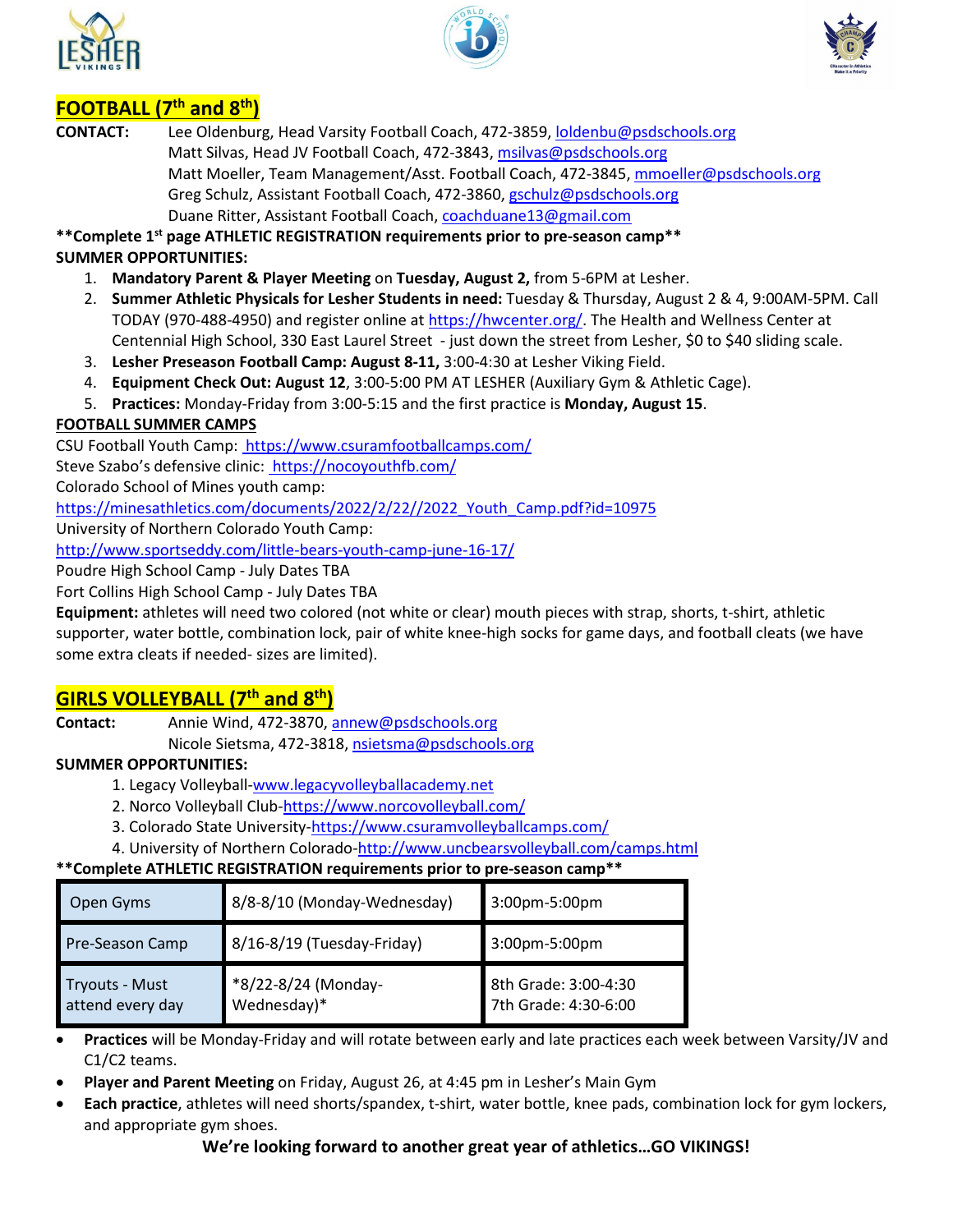## FOOTBALL (7th and 8th)

**CONTACT:** Lee Oldenburg, Head Varsity Football Coach, 472-3859, loldenbu@psdschools.org
Matt Silvas, Head JV Football Coach, 472-3843, msilvas@psdschools.org
Matt Moeller, Team Management/Asst. Football Coach, 472-3845, mmoeller@psdschools.org
Greg Schulz, Assistant Football Coach, 472-3860, gschulz@psdschools.org
Duane Ritter, Assistant Football Coach, coachduane13@gmail.com

**\*\*Complete 1st page ATHLETIC REGISTRATION requirements prior to pre-season camp\*\***

**SUMMER OPPORTUNITIES:**

1. **Mandatory Parent & Player Meeting** on **Tuesday, August 2,** from 5-6PM at Lesher.
2. **Summer Athletic Physicals for Lesher Students in need:** Tuesday & Thursday, August 2 & 4, 9:00AM-5PM. Call TODAY (970-488-4950) and register online at https://hwcenter.org/. The Health and Wellness Center at Centennial High School, 330 East Laurel Street - just down the street from Lesher, $0 to $40 sliding scale.
3. **Lesher Preseason Football Camp: August 8-11,** 3:00-4:30 at Lesher Viking Field.
4. **Equipment Check Out: August 12**, 3:00-5:00 PM AT LESHER (Auxiliary Gym & Athletic Cage).
5. **Practices:** Monday-Friday from 3:00-5:15 and the first practice is **Monday, August 15**.

**FOOTBALL SUMMER CAMPS**

CSU Football Youth Camp: https://www.csuramfootballcamps.com/
Steve Szabo's defensive clinic: https://nocoyouthfb.com/
Colorado School of Mines youth camp:
https://minesathletics.com/documents/2022/2/22//2022_Youth_Camp.pdf?id=10975
University of Northern Colorado Youth Camp:
http://www.sportseddy.com/little-bears-youth-camp-june-16-17/
Poudre High School Camp - July Dates TBA
Fort Collins High School Camp - July Dates TBA

**Equipment:** athletes will need two colored (not white or clear) mouth pieces with strap, shorts, t-shirt, athletic supporter, water bottle, combination lock, pair of white knee-high socks for game days, and football cleats (we have some extra cleats if needed- sizes are limited).

## GIRLS VOLLEYBALL (7th and 8th)

**Contact:** Annie Wind, 472-3870, annew@psdschools.org
Nicole Sietsma, 472-3818, nsietsma@psdschools.org

**SUMMER OPPORTUNITIES:**

1. Legacy Volleyball-www.legacyvolleyballacademy.net
2. Norco Volleyball Club-https://www.norcovolleyball.com/
3. Colorado State University-https://www.csuramvolleyballcamps.com/
4. University of Northern Colorado-http://www.uncbearsvolleyball.com/camps.html

**\*\*Complete ATHLETIC REGISTRATION requirements prior to pre-season camp\*\***

| | | |
|---|---|---|
| Open Gyms | 8/8-8/10 (Monday-Wednesday) | 3:00pm-5:00pm |
| Pre-Season Camp | 8/16-8/19 (Tuesday-Friday) | 3:00pm-5:00pm |
| Tryouts - Must attend every day | \*8/22-8/24 (Monday-Wednesday)\* | 8th Grade: 3:00-4:30<br>7th Grade: 4:30-6:00 |

- **Practices** will be Monday-Friday and will rotate between early and late practices each week between Varsity/JV and C1/C2 teams.
- **Player and Parent Meeting** on Friday, August 26, at 4:45 pm in Lesher's Main Gym
- **Each practice**, athletes will need shorts/spandex, t-shirt, water bottle, knee pads, combination lock for gym lockers, and appropriate gym shoes.

**We're looking forward to another great year of athletics…GO VIKINGS!**